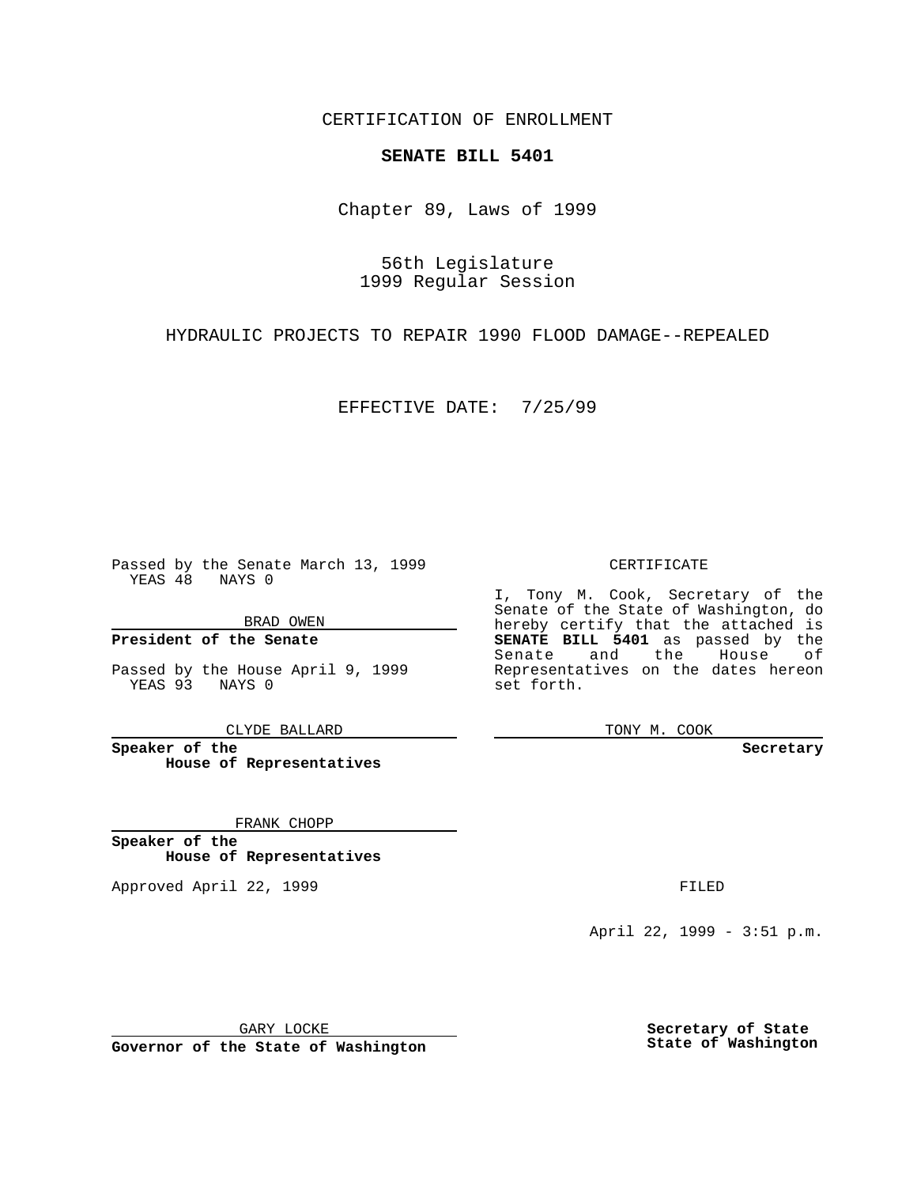CERTIFICATION OF ENROLLMENT

**SENATE BILL 5401**

Chapter 89, Laws of 1999

56th Legislature
1999 Regular Session

HYDRAULIC PROJECTS TO REPAIR 1990 FLOOD DAMAGE--REPEALED

EFFECTIVE DATE: 7/25/99

Passed by the Senate March 13, 1999
YEAS 48 NAYS 0

BRAD OWEN

**President of the Senate**

Passed by the House April 9, 1999
YEAS 93 NAYS 0

CLYDE BALLARD

**Speaker of the House of Representatives**

FRANK CHOPP

**Speaker of the House of Representatives**

Approved April 22, 1999

GARY LOCKE

**Governor of the State of Washington**

CERTIFICATE

I, Tony M. Cook, Secretary of the Senate of the State of Washington, do hereby certify that the attached is **SENATE BILL 5401** as passed by the Senate and the House of Representatives on the dates hereon set forth.

TONY M. COOK

**Secretary**

FILED

April 22, 1999 - 3:51 p.m.

**Secretary of State**
**State of Washington**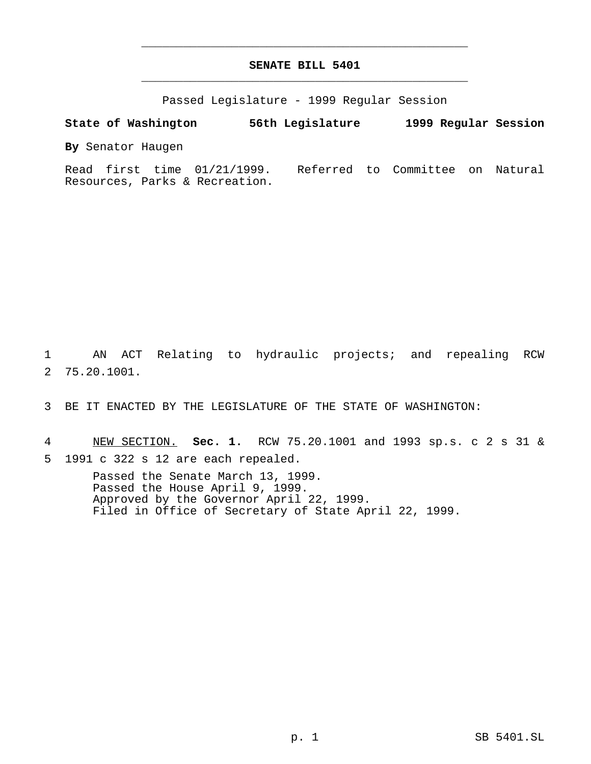# SENATE BILL 5401

Passed Legislature - 1999 Regular Session

**State of Washington 56th Legislature 1999 Regular Session**

**By** Senator Haugen

Read first time 01/21/1999. Referred to Committee on Natural Resources, Parks & Recreation.

1 AN ACT Relating to hydraulic projects; and repealing RCW
2 75.20.1001.

3 BE IT ENACTED BY THE LEGISLATURE OF THE STATE OF WASHINGTON:

4 NEW SECTION. **Sec. 1.** RCW 75.20.1001 and 1993 sp.s. c 2 s 31 &
5 1991 c 322 s 12 are each repealed.

Passed the Senate March 13, 1999.
Passed the House April 9, 1999.
Approved by the Governor April 22, 1999.
Filed in Office of Secretary of State April 22, 1999.